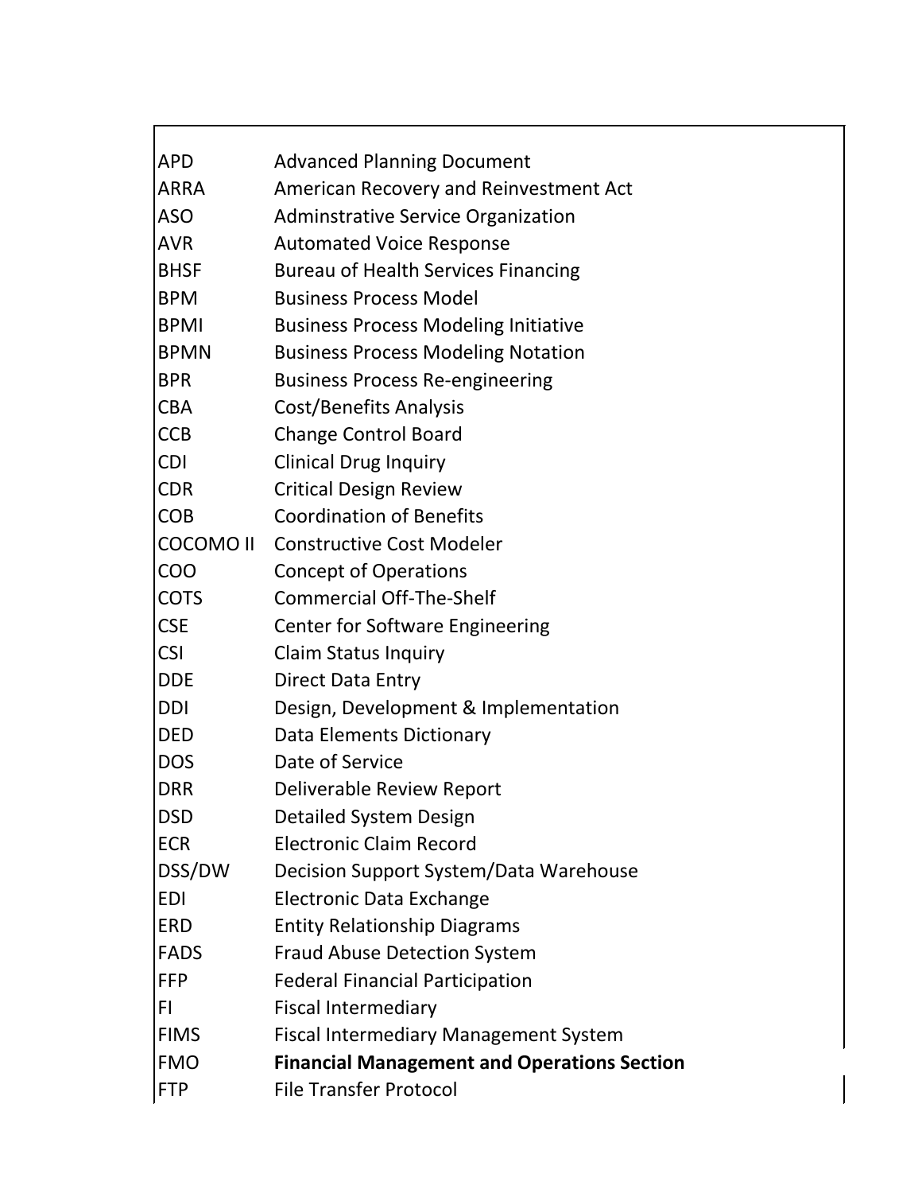| | |
|---|---|
| APD | Advanced Planning Document |
| ARRA | American Recovery and Reinvestment Act |
| ASO | Adminstrative Service Organization |
| AVR | Automated Voice Response |
| BHSF | Bureau of Health Services Financing |
| BPM | Business Process Model |
| BPMI | Business Process Modeling Initiative |
| BPMN | Business Process Modeling Notation |
| BPR | Business Process Re-engineering |
| CBA | Cost/Benefits Analysis |
| CCB | Change Control Board |
| CDI | Clinical Drug Inquiry |
| CDR | Critical Design Review |
| COB | Coordination of Benefits |
| COCOMO II | Constructive Cost Modeler |
| COO | Concept of Operations |
| COTS | Commercial Off-The-Shelf |
| CSE | Center for Software Engineering |
| CSI | Claim Status Inquiry |
| DDE | Direct Data Entry |
| DDI | Design, Development & Implementation |
| DED | Data Elements Dictionary |
| DOS | Date of Service |
| DRR | Deliverable Review Report |
| DSD | Detailed System Design |
| ECR | Electronic Claim Record |
| DSS/DW | Decision Support System/Data Warehouse |
| EDI | Electronic Data Exchange |
| ERD | Entity Relationship Diagrams |
| FADS | Fraud Abuse Detection System |
| FFP | Federal Financial Participation |
| FI | Fiscal Intermediary |
| FIMS | Fiscal Intermediary Management System |
| FMO | **Financial Management and Operations Section** |
| FTP | File Transfer Protocol |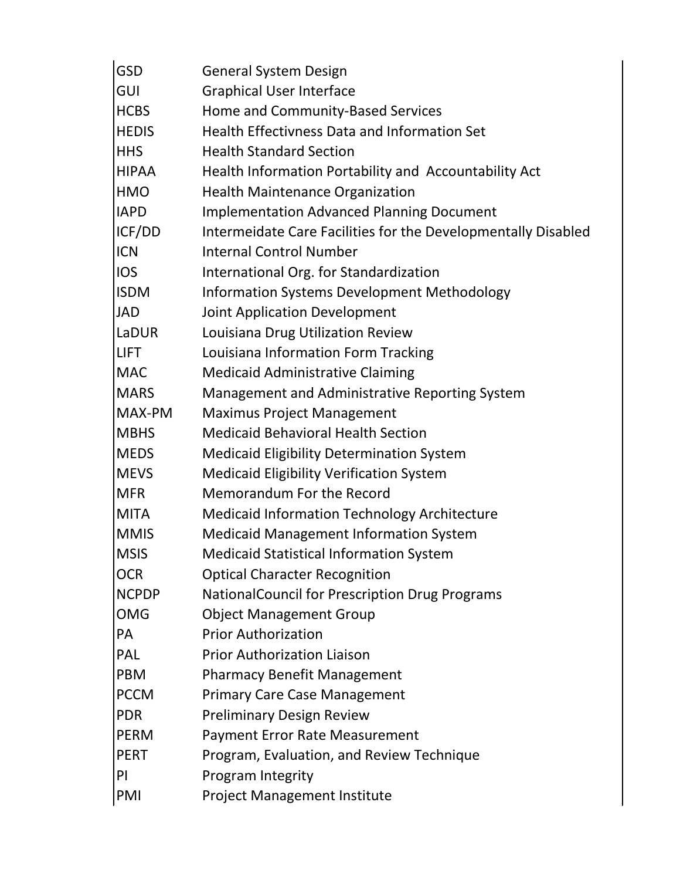| | |
|---|---|
| GSD | General System Design |
| GUI | Graphical User Interface |
| HCBS | Home and Community-Based Services |
| HEDIS | Health Effectivness Data and Information Set |
| HHS | Health Standard Section |
| HIPAA | Health Information Portability and Accountability Act |
| HMO | Health Maintenance Organization |
| IAPD | Implementation Advanced Planning Document |
| ICF/DD | Intermeidate Care Facilities for the Developmentally Disabled |
| ICN | Internal Control Number |
| IOS | International Org. for Standardization |
| ISDM | Information Systems Development Methodology |
| JAD | Joint Application Development |
| LaDUR | Louisiana Drug Utilization Review |
| LIFT | Louisiana Information Form Tracking |
| MAC | Medicaid Administrative Claiming |
| MARS | Management and Administrative Reporting System |
| MAX-PM | Maximus Project Management |
| MBHS | Medicaid Behavioral Health Section |
| MEDS | Medicaid Eligibility Determination System |
| MEVS | Medicaid Eligibility Verification System |
| MFR | Memorandum For the Record |
| MITA | Medicaid Information Technology Architecture |
| MMIS | Medicaid Management Information System |
| MSIS | Medicaid Statistical Information System |
| OCR | Optical Character Recognition |
| NCPDP | NationalCouncil for Prescription Drug Programs |
| OMG | Object Management Group |
| PA | Prior Authorization |
| PAL | Prior Authorization Liaison |
| PBM | Pharmacy Benefit Management |
| PCCM | Primary Care Case Management |
| PDR | Preliminary Design Review |
| PERM | Payment Error Rate Measurement |
| PERT | Program, Evaluation, and Review Technique |
| PI | Program Integrity |
| PMI | Project Management Institute |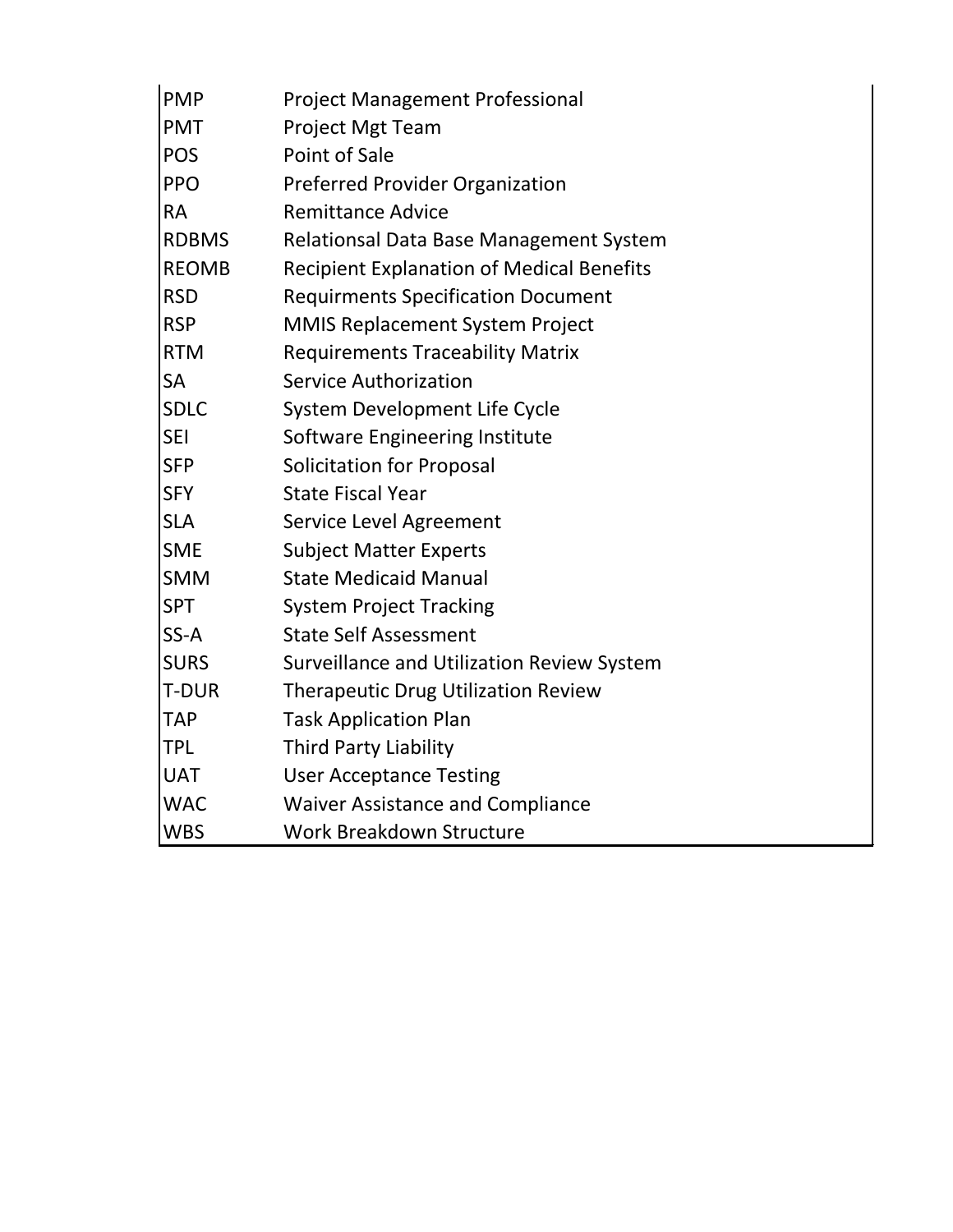| | |
|---|---|
| PMP | Project Management Professional |
| PMT | Project Mgt Team |
| POS | Point of Sale |
| PPO | Preferred Provider Organization |
| RA | Remittance Advice |
| RDBMS | Relationsal Data Base Management System |
| REOMB | Recipient Explanation of Medical Benefits |
| RSD | Requirments Specification Document |
| RSP | MMIS Replacement System Project |
| RTM | Requirements Traceability Matrix |
| SA | Service Authorization |
| SDLC | System Development Life Cycle |
| SEI | Software Engineering Institute |
| SFP | Solicitation for Proposal |
| SFY | State Fiscal Year |
| SLA | Service Level Agreement |
| SME | Subject Matter Experts |
| SMM | State Medicaid Manual |
| SPT | System Project Tracking |
| SS-A | State Self Assessment |
| SURS | Surveillance and Utilization Review System |
| T-DUR | Therapeutic Drug Utilization Review |
| TAP | Task Application Plan |
| TPL | Third Party Liability |
| UAT | User Acceptance Testing |
| WAC | Waiver Assistance and Compliance |
| WBS | Work Breakdown Structure |